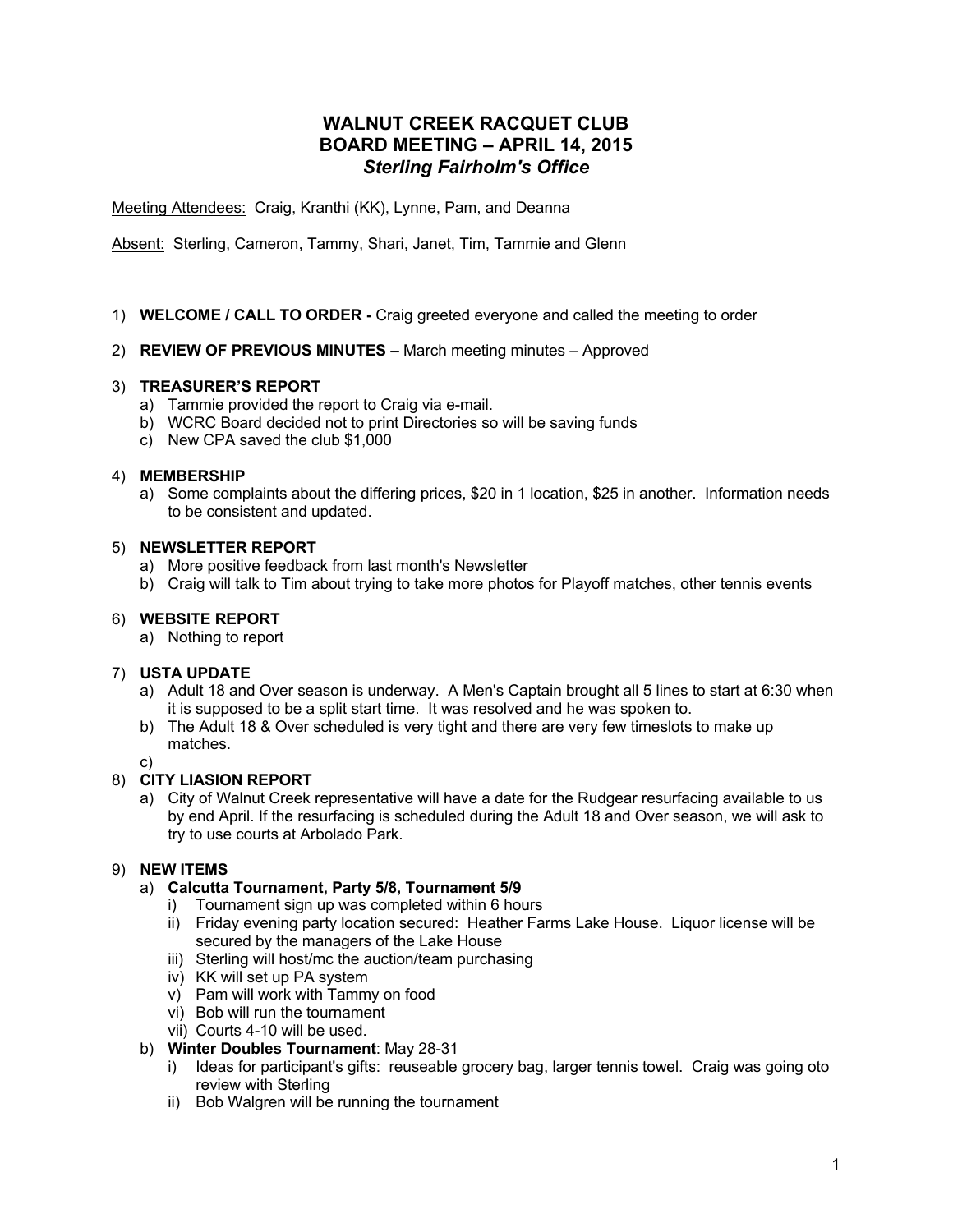# WALNUT CREEK RACQUET CLUB
## BOARD MEETING – APRIL 14, 2015
### *Sterling Fairholm's Office*

Meeting Attendees: Craig, Kranthi (KK), Lynne, Pam, and Deanna

Absent: Sterling, Cameron, Tammy, Shari, Janet, Tim, Tammie and Glenn

1) **WELCOME / CALL TO ORDER -** Craig greeted everyone and called the meeting to order

2) **REVIEW OF PREVIOUS MINUTES –** March meeting minutes – Approved

3) **TREASURER'S REPORT**
   a) Tammie provided the report to Craig via e-mail.
   b) WCRC Board decided not to print Directories so will be saving funds
   c) New CPA saved the club $1,000

4) **MEMBERSHIP**
   a) Some complaints about the differing prices, $20 in 1 location, $25 in another. Information needs to be consistent and updated.

5) **NEWSLETTER REPORT**
   a) More positive feedback from last month's Newsletter
   b) Craig will talk to Tim about trying to take more photos for Playoff matches, other tennis events

6) **WEBSITE REPORT**
   a) Nothing to report

7) **USTA UPDATE**
   a) Adult 18 and Over season is underway. A Men's Captain brought all 5 lines to start at 6:30 when it is supposed to be a split start time. It was resolved and he was spoken to.
   b) The Adult 18 & Over scheduled is very tight and there are very few timeslots to make up matches.
   c)

8) **CITY LIASION REPORT**
   a) City of Walnut Creek representative will have a date for the Rudgear resurfacing available to us by end April. If the resurfacing is scheduled during the Adult 18 and Over season, we will ask to try to use courts at Arbolado Park.

9) **NEW ITEMS**
   a) **Calcutta Tournament, Party 5/8, Tournament 5/9**
      i) Tournament sign up was completed within 6 hours
      ii) Friday evening party location secured: Heather Farms Lake House. Liquor license will be secured by the managers of the Lake House
      iii) Sterling will host/mc the auction/team purchasing
      iv) KK will set up PA system
      v) Pam will work with Tammy on food
      vi) Bob will run the tournament
      vii) Courts 4-10 will be used.
   b) **Winter Doubles Tournament**: May 28-31
      i) Ideas for participant's gifts: reuseable grocery bag, larger tennis towel. Craig was going oto review with Sterling
      ii) Bob Walgren will be running the tournament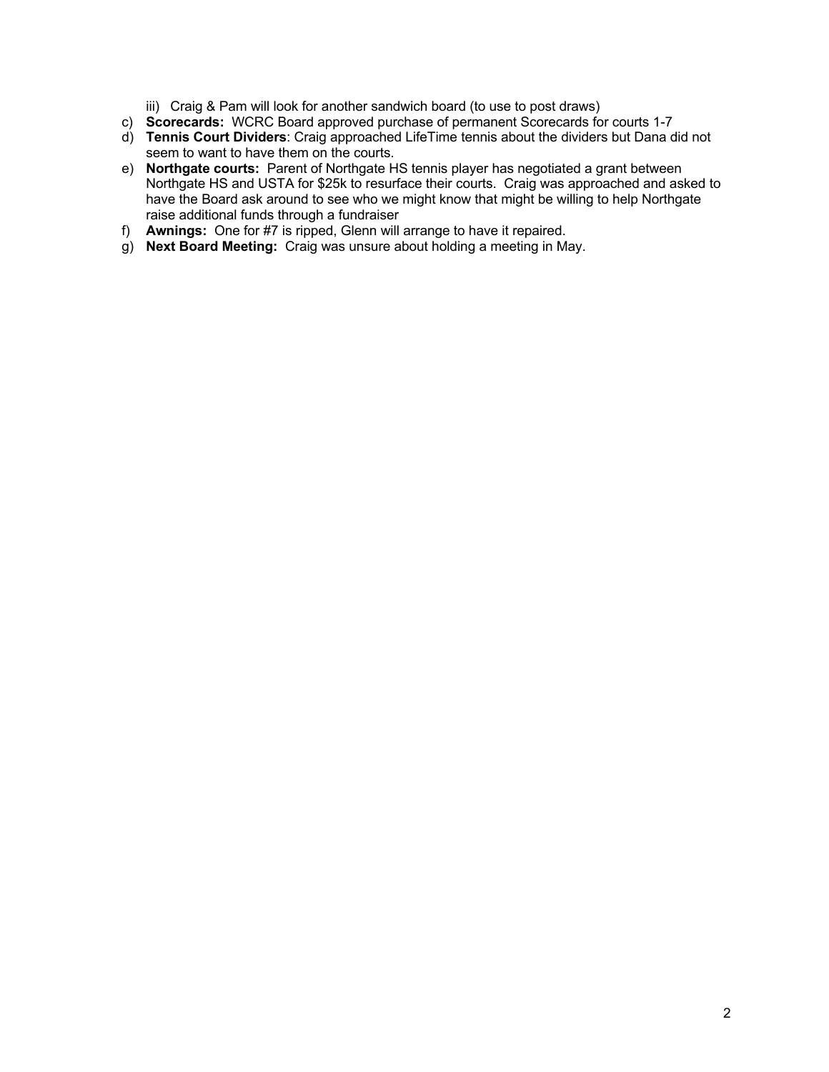iii) Craig & Pam will look for another sandwich board (to use to post draws)

c) **Scorecards:** WCRC Board approved purchase of permanent Scorecards for courts 1-7
d) **Tennis Court Dividers**: Craig approached LifeTime tennis about the dividers but Dana did not seem to want to have them on the courts.
e) **Northgate courts:** Parent of Northgate HS tennis player has negotiated a grant between Northgate HS and USTA for $25k to resurface their courts. Craig was approached and asked to have the Board ask around to see who we might know that might be willing to help Northgate raise additional funds through a fundraiser
f) **Awnings:** One for #7 is ripped, Glenn will arrange to have it repaired.
g) **Next Board Meeting:** Craig was unsure about holding a meeting in May.